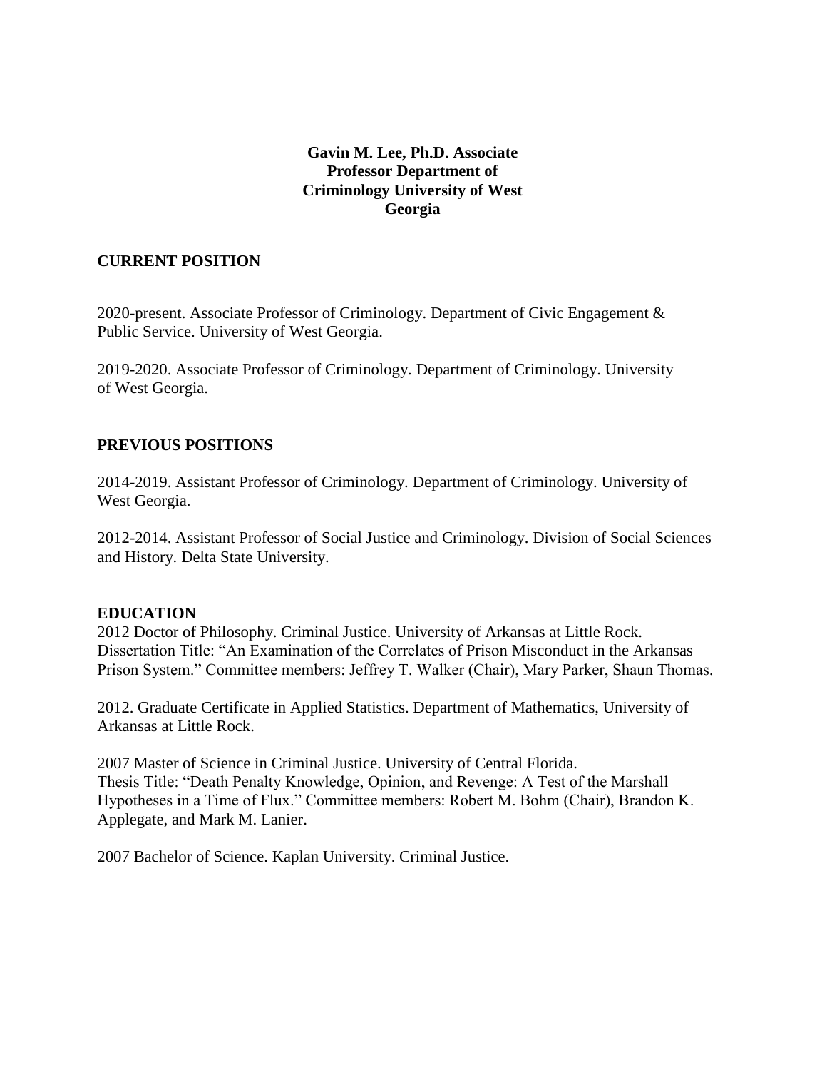**Gavin M. Lee, Ph.D. Associate Professor Department of Criminology University of West Georgia**

## CURRENT POSITION

2020-present. Associate Professor of Criminology. Department of Civic Engagement & Public Service. University of West Georgia.

2019-2020. Associate Professor of Criminology. Department of Criminology. University of West Georgia.

## PREVIOUS POSITIONS

2014-2019. Assistant Professor of Criminology. Department of Criminology. University of West Georgia.

2012-2014. Assistant Professor of Social Justice and Criminology. Division of Social Sciences and History. Delta State University.

## EDUCATION

2012 Doctor of Philosophy. Criminal Justice. University of Arkansas at Little Rock. Dissertation Title: "An Examination of the Correlates of Prison Misconduct in the Arkansas Prison System." Committee members: Jeffrey T. Walker (Chair), Mary Parker, Shaun Thomas.

2012. Graduate Certificate in Applied Statistics. Department of Mathematics, University of Arkansas at Little Rock.

2007 Master of Science in Criminal Justice. University of Central Florida. Thesis Title: "Death Penalty Knowledge, Opinion, and Revenge: A Test of the Marshall Hypotheses in a Time of Flux." Committee members: Robert M. Bohm (Chair), Brandon K. Applegate, and Mark M. Lanier.

2007 Bachelor of Science. Kaplan University. Criminal Justice.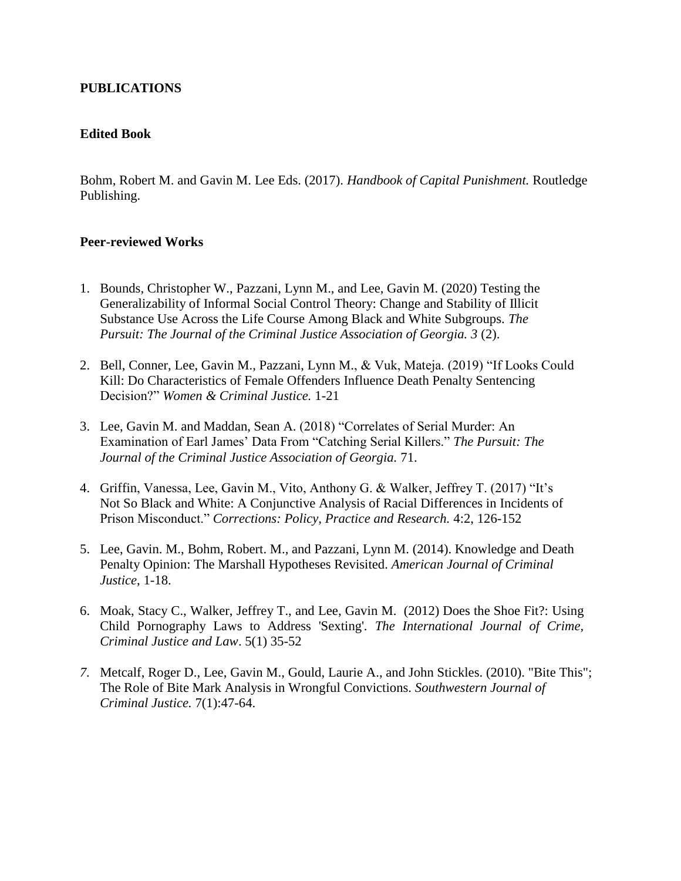**PUBLICATIONS**

**Edited Book**

Bohm, Robert M. and Gavin M. Lee Eds. (2017). *Handbook of Capital Punishment.* Routledge Publishing.

**Peer-reviewed Works**

1. Bounds, Christopher W., Pazzani, Lynn M., and Lee, Gavin M. (2020) Testing the Generalizability of Informal Social Control Theory: Change and Stability of Illicit Substance Use Across the Life Course Among Black and White Subgroups. *The Pursuit: The Journal of the Criminal Justice Association of Georgia. 3* (2).

2. Bell, Conner, Lee, Gavin M., Pazzani, Lynn M., & Vuk, Mateja. (2019) "If Looks Could Kill: Do Characteristics of Female Offenders Influence Death Penalty Sentencing Decision?" *Women & Criminal Justice.* 1-21

3. Lee, Gavin M. and Maddan, Sean A. (2018) "Correlates of Serial Murder: An Examination of Earl James' Data From "Catching Serial Killers." *The Pursuit: The Journal of the Criminal Justice Association of Georgia.* 71.

4. Griffin, Vanessa, Lee, Gavin M., Vito, Anthony G. & Walker, Jeffrey T. (2017) "It's Not So Black and White: A Conjunctive Analysis of Racial Differences in Incidents of Prison Misconduct." *Corrections: Policy, Practice and Research.* 4:2, 126-152

5. Lee, Gavin. M., Bohm, Robert. M., and Pazzani, Lynn M. (2014). Knowledge and Death Penalty Opinion: The Marshall Hypotheses Revisited. *American Journal of Criminal Justice*, 1-18.

6. Moak, Stacy C., Walker, Jeffrey T., and Lee, Gavin M. (2012) Does the Shoe Fit?: Using Child Pornography Laws to Address 'Sexting'. *The International Journal of Crime, Criminal Justice and Law*. 5(1) 35-52

7. Metcalf, Roger D., Lee, Gavin M., Gould, Laurie A., and John Stickles. (2010). "Bite This"; The Role of Bite Mark Analysis in Wrongful Convictions. *Southwestern Journal of Criminal Justice.* 7(1):47-64.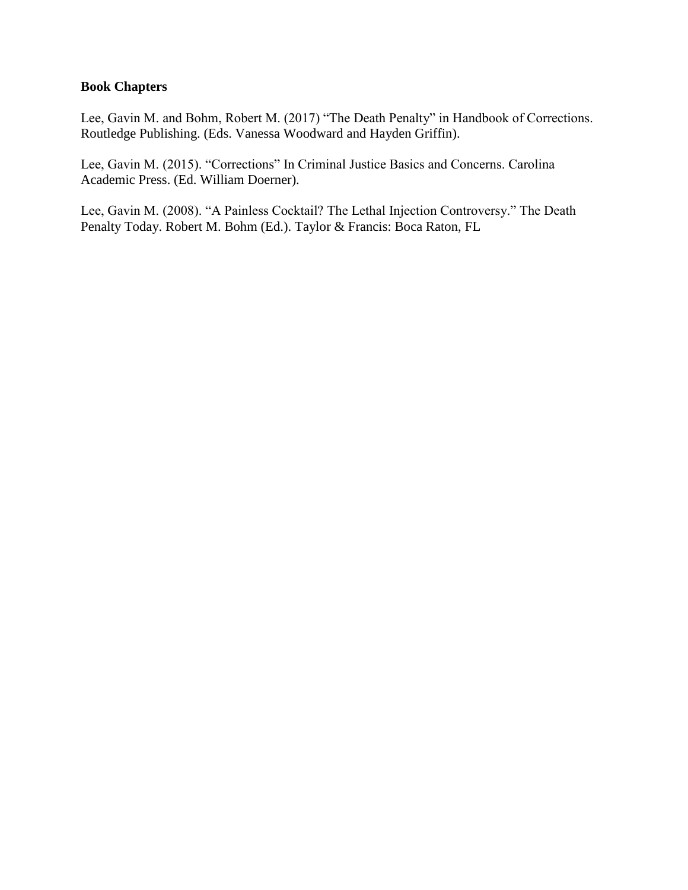**Book Chapters**

Lee, Gavin M. and Bohm, Robert M. (2017) "The Death Penalty" in Handbook of Corrections. Routledge Publishing. (Eds. Vanessa Woodward and Hayden Griffin).

Lee, Gavin M. (2015). "Corrections" In Criminal Justice Basics and Concerns. Carolina Academic Press. (Ed. William Doerner).

Lee, Gavin M. (2008). "A Painless Cocktail? The Lethal Injection Controversy." The Death Penalty Today. Robert M. Bohm (Ed.). Taylor & Francis: Boca Raton, FL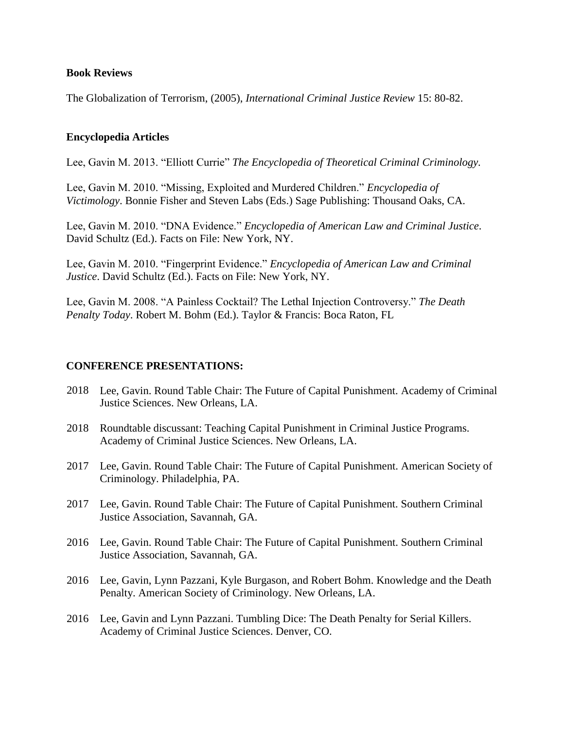**Book Reviews**

The Globalization of Terrorism, (2005), *International Criminal Justice Review* 15: 80-82.

**Encyclopedia Articles**

Lee, Gavin M. 2013. "Elliott Currie" *The Encyclopedia of Theoretical Criminal Criminology*.

Lee, Gavin M. 2010. "Missing, Exploited and Murdered Children." *Encyclopedia of Victimology*. Bonnie Fisher and Steven Labs (Eds.) Sage Publishing: Thousand Oaks, CA.

Lee, Gavin M. 2010. "DNA Evidence." *Encyclopedia of American Law and Criminal Justice*. David Schultz (Ed.). Facts on File: New York, NY.

Lee, Gavin M. 2010. "Fingerprint Evidence." *Encyclopedia of American Law and Criminal Justice*. David Schultz (Ed.). Facts on File: New York, NY.

Lee, Gavin M. 2008. "A Painless Cocktail? The Lethal Injection Controversy." *The Death Penalty Today*. Robert M. Bohm (Ed.). Taylor & Francis: Boca Raton, FL

**CONFERENCE PRESENTATIONS:**

2018 Lee, Gavin. Round Table Chair: The Future of Capital Punishment. Academy of Criminal Justice Sciences. New Orleans, LA.

2018 Roundtable discussant: Teaching Capital Punishment in Criminal Justice Programs. Academy of Criminal Justice Sciences. New Orleans, LA.

2017 Lee, Gavin. Round Table Chair: The Future of Capital Punishment. American Society of Criminology. Philadelphia, PA.

2017 Lee, Gavin. Round Table Chair: The Future of Capital Punishment. Southern Criminal Justice Association, Savannah, GA.

2016 Lee, Gavin. Round Table Chair: The Future of Capital Punishment. Southern Criminal Justice Association, Savannah, GA.

2016 Lee, Gavin, Lynn Pazzani, Kyle Burgason, and Robert Bohm. Knowledge and the Death Penalty. American Society of Criminology. New Orleans, LA.

2016 Lee, Gavin and Lynn Pazzani. Tumbling Dice: The Death Penalty for Serial Killers. Academy of Criminal Justice Sciences. Denver, CO.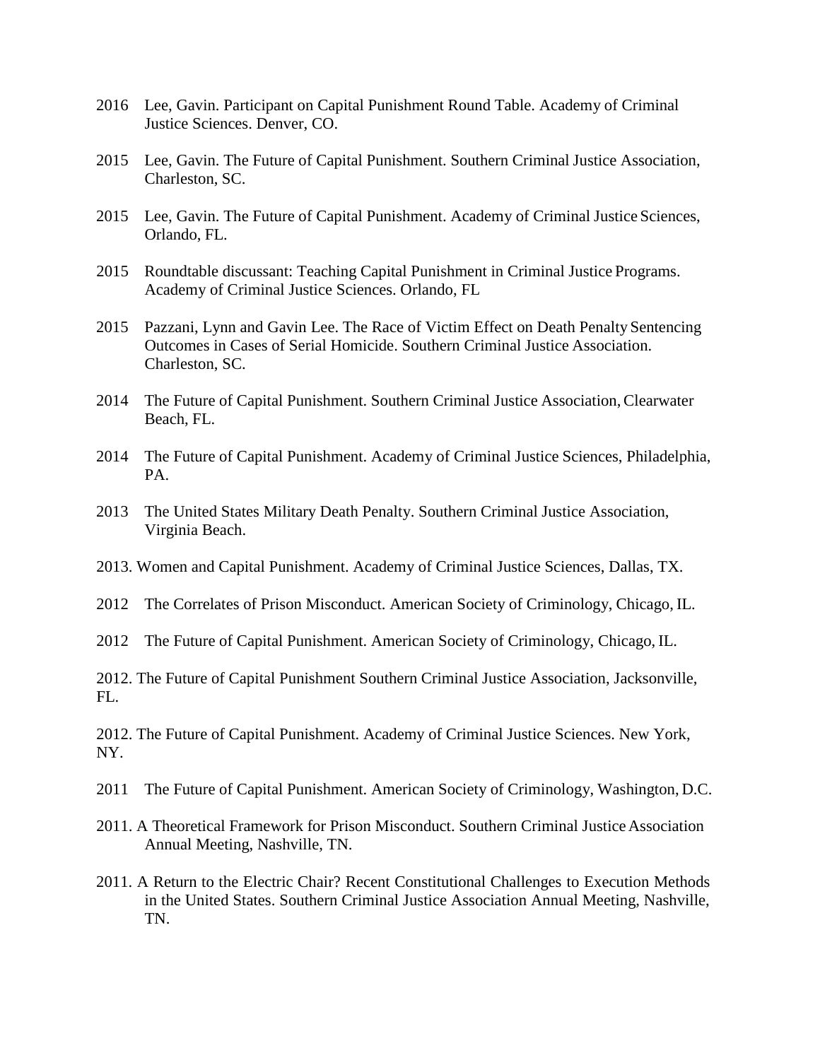2016 Lee, Gavin. Participant on Capital Punishment Round Table. Academy of Criminal Justice Sciences. Denver, CO.

2015 Lee, Gavin. The Future of Capital Punishment. Southern Criminal Justice Association, Charleston, SC.

2015 Lee, Gavin. The Future of Capital Punishment. Academy of Criminal Justice Sciences, Orlando, FL.

2015 Roundtable discussant: Teaching Capital Punishment in Criminal Justice Programs. Academy of Criminal Justice Sciences. Orlando, FL

2015 Pazzani, Lynn and Gavin Lee. The Race of Victim Effect on Death Penalty Sentencing Outcomes in Cases of Serial Homicide. Southern Criminal Justice Association. Charleston, SC.

2014 The Future of Capital Punishment. Southern Criminal Justice Association, Clearwater Beach, FL.

2014 The Future of Capital Punishment. Academy of Criminal Justice Sciences, Philadelphia, PA.

2013 The United States Military Death Penalty. Southern Criminal Justice Association, Virginia Beach.

2013. Women and Capital Punishment. Academy of Criminal Justice Sciences, Dallas, TX.

2012 The Correlates of Prison Misconduct. American Society of Criminology, Chicago, IL.

2012 The Future of Capital Punishment. American Society of Criminology, Chicago, IL.

2012. The Future of Capital Punishment Southern Criminal Justice Association, Jacksonville, FL.

2012. The Future of Capital Punishment. Academy of Criminal Justice Sciences. New York, NY.

2011 The Future of Capital Punishment. American Society of Criminology, Washington, D.C.

2011. A Theoretical Framework for Prison Misconduct. Southern Criminal Justice Association Annual Meeting, Nashville, TN.

2011. A Return to the Electric Chair? Recent Constitutional Challenges to Execution Methods in the United States. Southern Criminal Justice Association Annual Meeting, Nashville, TN.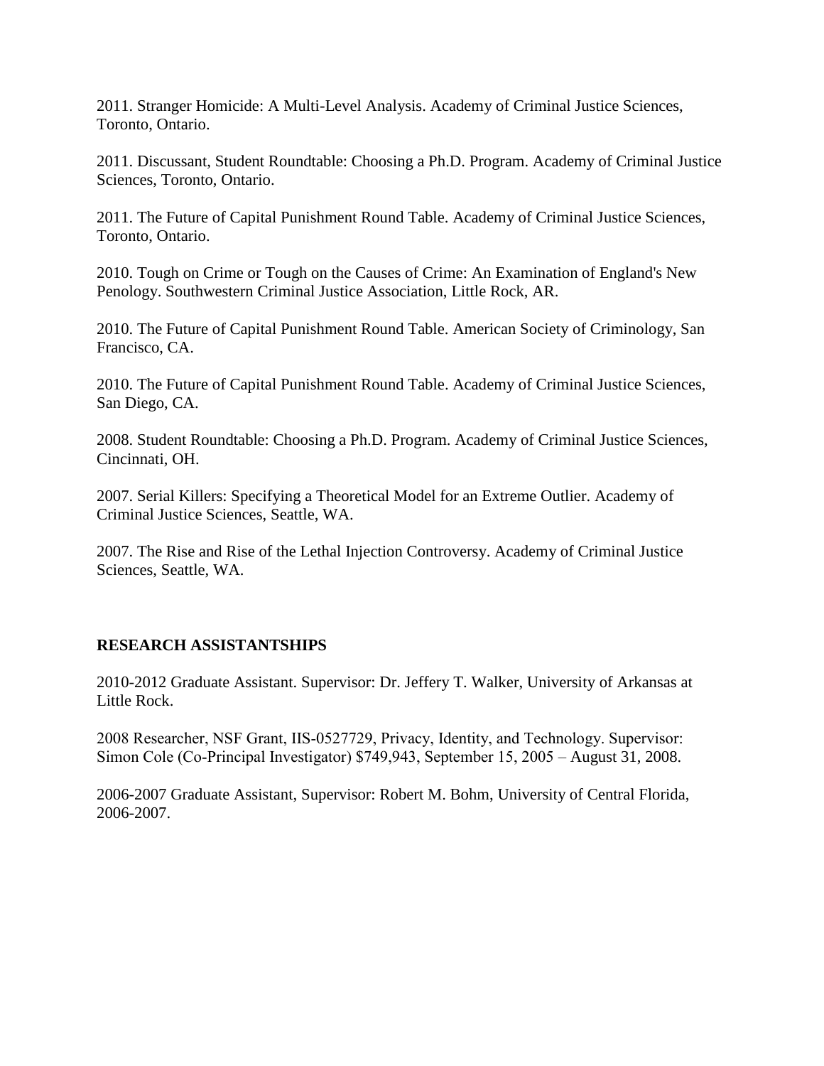2011. Stranger Homicide: A Multi-Level Analysis. Academy of Criminal Justice Sciences, Toronto, Ontario.

2011. Discussant, Student Roundtable: Choosing a Ph.D. Program. Academy of Criminal Justice Sciences, Toronto, Ontario.

2011. The Future of Capital Punishment Round Table. Academy of Criminal Justice Sciences, Toronto, Ontario.

2010. Tough on Crime or Tough on the Causes of Crime: An Examination of England's New Penology. Southwestern Criminal Justice Association, Little Rock, AR.

2010. The Future of Capital Punishment Round Table. American Society of Criminology, San Francisco, CA.

2010. The Future of Capital Punishment Round Table. Academy of Criminal Justice Sciences, San Diego, CA.

2008. Student Roundtable: Choosing a Ph.D. Program. Academy of Criminal Justice Sciences, Cincinnati, OH.

2007. Serial Killers: Specifying a Theoretical Model for an Extreme Outlier. Academy of Criminal Justice Sciences, Seattle, WA.

2007. The Rise and Rise of the Lethal Injection Controversy. Academy of Criminal Justice Sciences, Seattle, WA.

## RESEARCH ASSISTANTSHIPS

2010-2012 Graduate Assistant. Supervisor: Dr. Jeffery T. Walker, University of Arkansas at Little Rock.

2008 Researcher, NSF Grant, IIS-0527729, Privacy, Identity, and Technology. Supervisor: Simon Cole (Co-Principal Investigator) $749,943, September 15, 2005 – August 31, 2008.

2006-2007 Graduate Assistant, Supervisor: Robert M. Bohm, University of Central Florida, 2006-2007.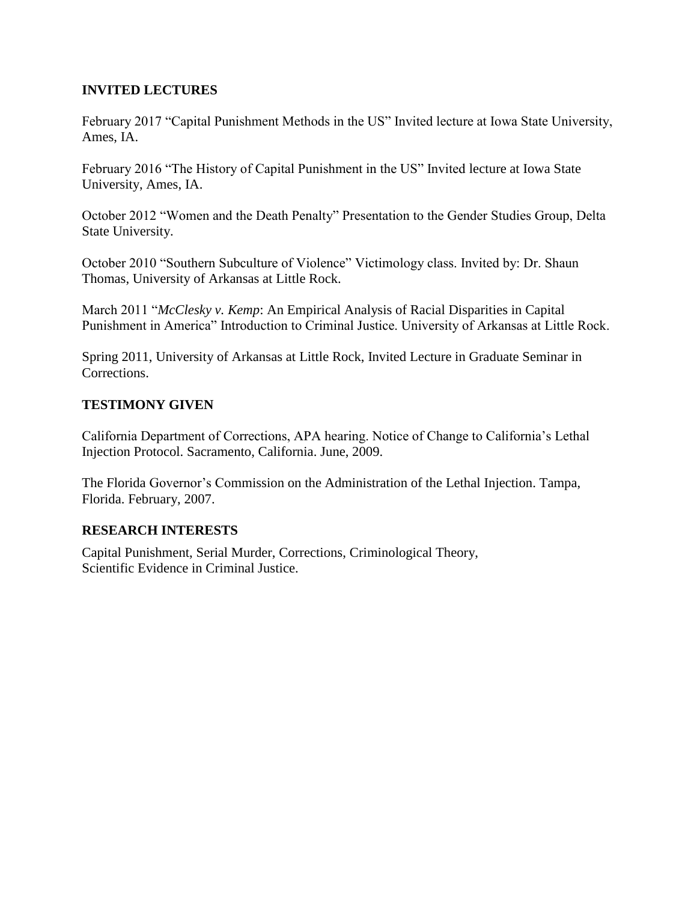## INVITED LECTURES

February 2017 “Capital Punishment Methods in the US” Invited lecture at Iowa State University, Ames, IA.

February 2016 “The History of Capital Punishment in the US” Invited lecture at Iowa State University, Ames, IA.

October 2012 “Women and the Death Penalty” Presentation to the Gender Studies Group, Delta State University.

October 2010 “Southern Subculture of Violence” Victimology class. Invited by: Dr. Shaun Thomas, University of Arkansas at Little Rock.

March 2011 “*McClesky v. Kemp*: An Empirical Analysis of Racial Disparities in Capital Punishment in America” Introduction to Criminal Justice. University of Arkansas at Little Rock.

Spring 2011, University of Arkansas at Little Rock, Invited Lecture in Graduate Seminar in Corrections.

## TESTIMONY GIVEN

California Department of Corrections, APA hearing. Notice of Change to California’s Lethal Injection Protocol. Sacramento, California. June, 2009.

The Florida Governor’s Commission on the Administration of the Lethal Injection. Tampa, Florida. February, 2007.

## RESEARCH INTERESTS

Capital Punishment, Serial Murder, Corrections, Criminological Theory,
Scientific Evidence in Criminal Justice.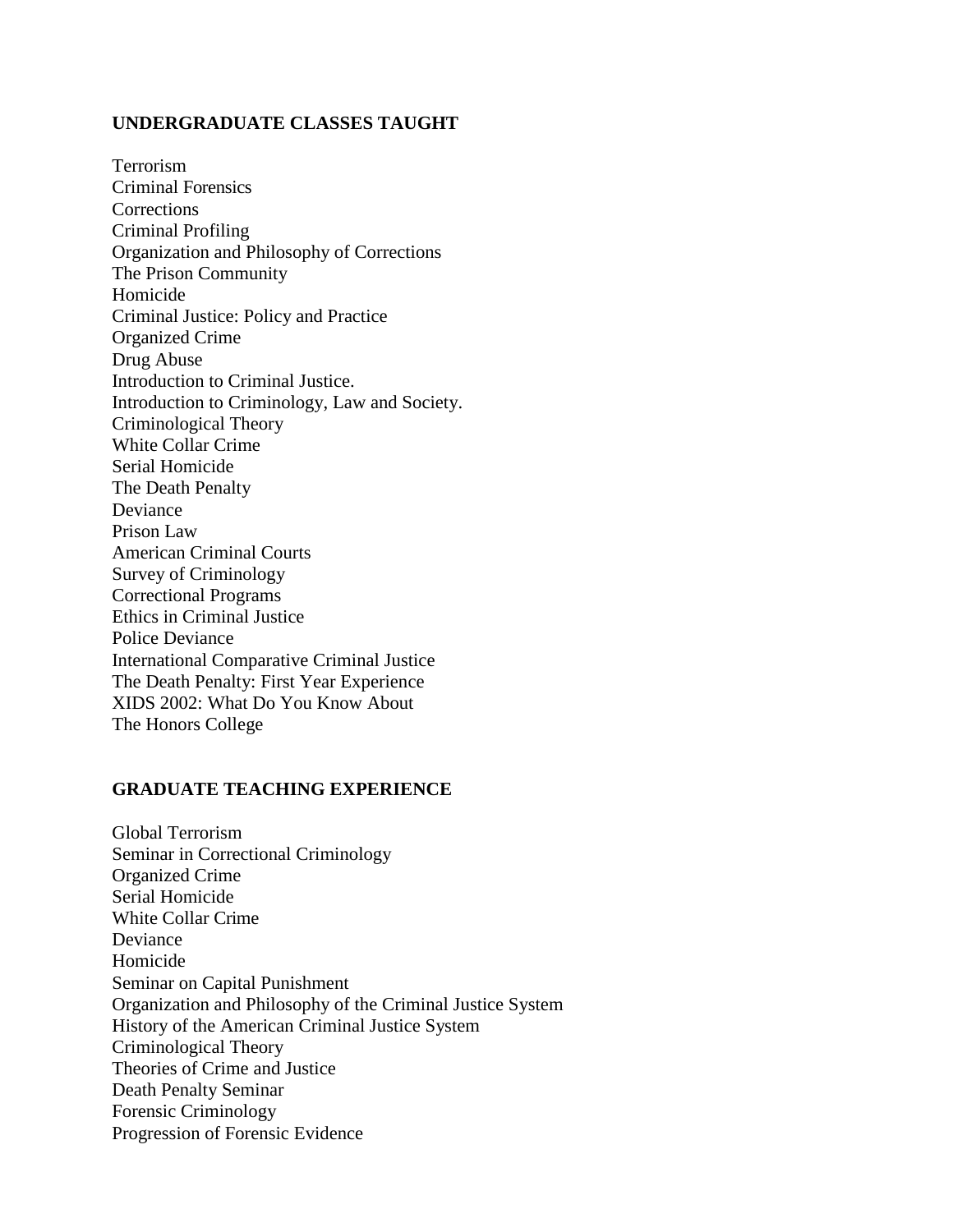## UNDERGRADUATE CLASSES TAUGHT

Terrorism
Criminal Forensics
Corrections
Criminal Profiling
Organization and Philosophy of Corrections
The Prison Community
Homicide
Criminal Justice: Policy and Practice
Organized Crime
Drug Abuse
Introduction to Criminal Justice.
Introduction to Criminology, Law and Society.
Criminological Theory
White Collar Crime
Serial Homicide
The Death Penalty
Deviance
Prison Law
American Criminal Courts
Survey of Criminology
Correctional Programs
Ethics in Criminal Justice
Police Deviance
International Comparative Criminal Justice
The Death Penalty: First Year Experience
XIDS 2002: What Do You Know About
The Honors College

## GRADUATE TEACHING EXPERIENCE

Global Terrorism
Seminar in Correctional Criminology
Organized Crime
Serial Homicide
White Collar Crime
Deviance
Homicide
Seminar on Capital Punishment
Organization and Philosophy of the Criminal Justice System
History of the American Criminal Justice System
Criminological Theory
Theories of Crime and Justice
Death Penalty Seminar
Forensic Criminology
Progression of Forensic Evidence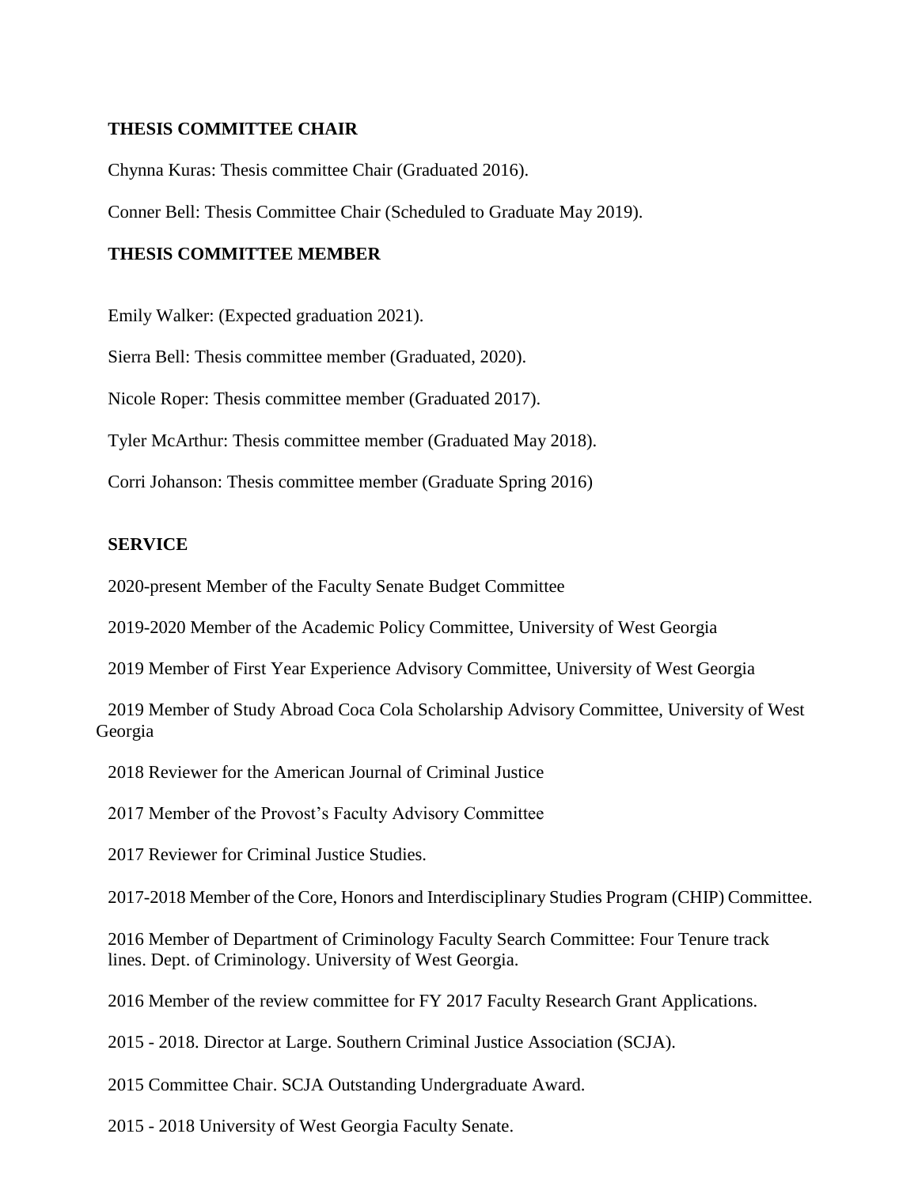### THESIS COMMITTEE CHAIR

Chynna Kuras: Thesis committee Chair (Graduated 2016).

Conner Bell: Thesis Committee Chair (Scheduled to Graduate May 2019).

### THESIS COMMITTEE MEMBER

Emily Walker: (Expected graduation 2021).

Sierra Bell: Thesis committee member (Graduated, 2020).

Nicole Roper: Thesis committee member (Graduated 2017).

Tyler McArthur: Thesis committee member (Graduated May 2018).

Corri Johanson: Thesis committee member (Graduate Spring 2016)

### SERVICE

2020-present Member of the Faculty Senate Budget Committee

2019-2020 Member of the Academic Policy Committee, University of West Georgia

2019 Member of First Year Experience Advisory Committee, University of West Georgia

2019 Member of Study Abroad Coca Cola Scholarship Advisory Committee, University of West Georgia

2018 Reviewer for the American Journal of Criminal Justice

2017 Member of the Provost's Faculty Advisory Committee

2017 Reviewer for Criminal Justice Studies.

2017-2018 Member of the Core, Honors and Interdisciplinary Studies Program (CHIP) Committee.

2016 Member of Department of Criminology Faculty Search Committee: Four Tenure track lines. Dept. of Criminology. University of West Georgia.

2016 Member of the review committee for FY 2017 Faculty Research Grant Applications.

2015 - 2018. Director at Large. Southern Criminal Justice Association (SCJA).

2015 Committee Chair. SCJA Outstanding Undergraduate Award.

2015 - 2018 University of West Georgia Faculty Senate.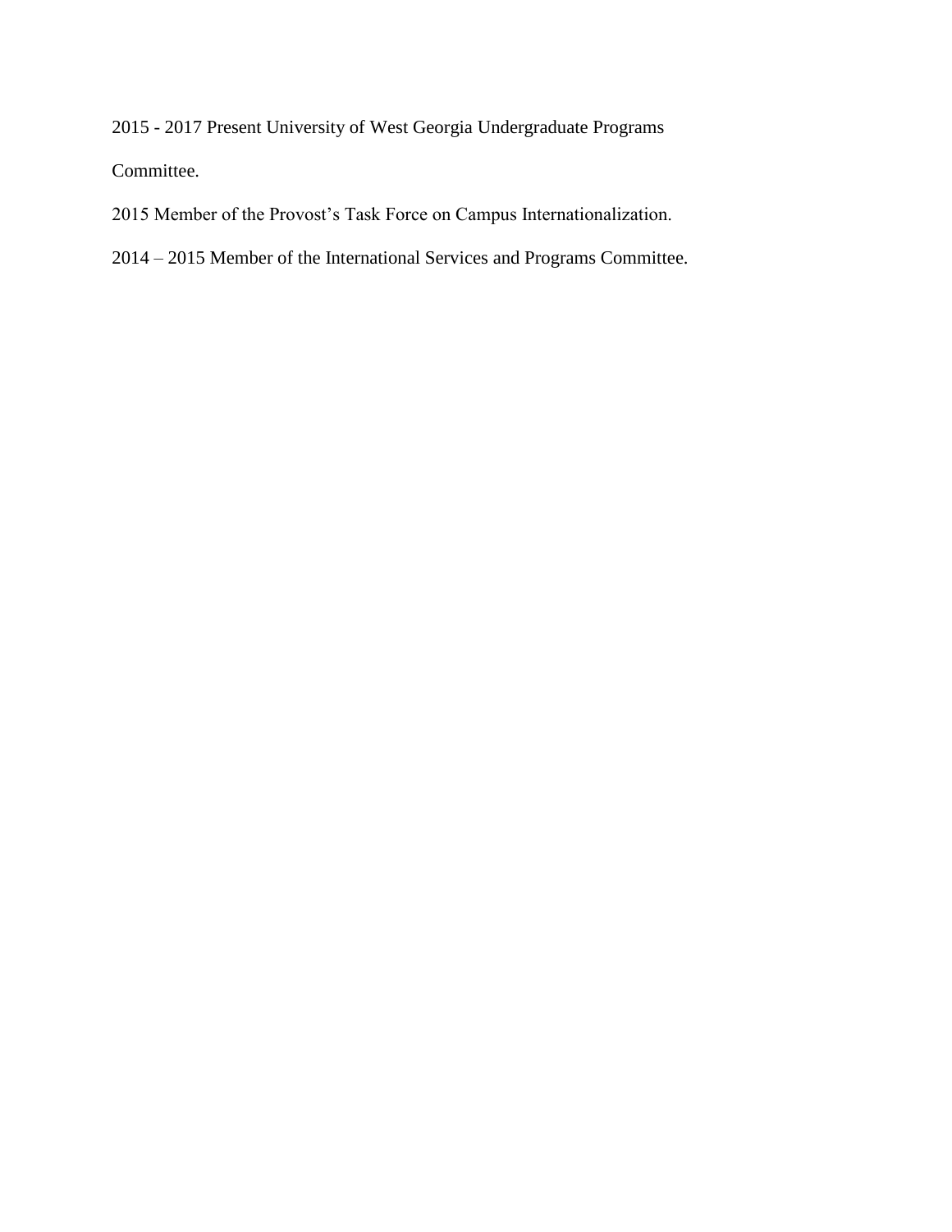2015 - 2017 Present University of West Georgia Undergraduate Programs Committee.

2015 Member of the Provost’s Task Force on Campus Internationalization.

2014 – 2015 Member of the International Services and Programs Committee.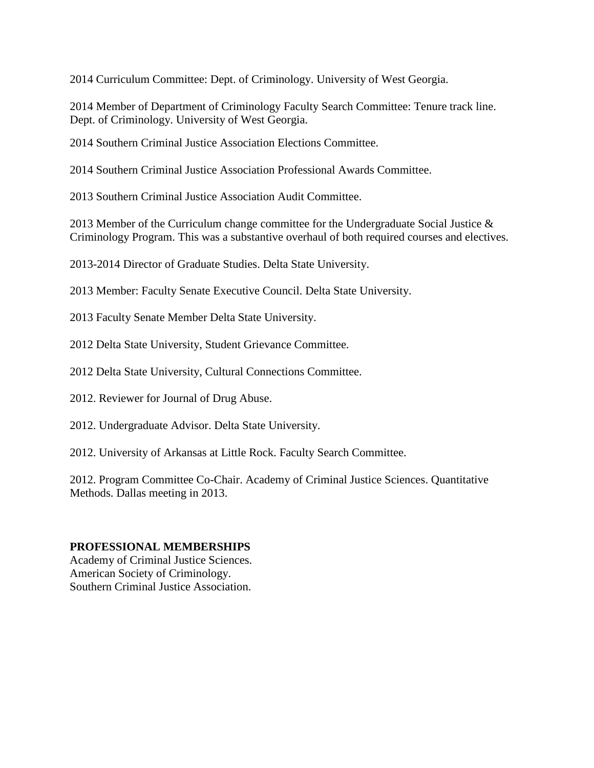2014 Curriculum Committee: Dept. of Criminology. University of West Georgia.

2014 Member of Department of Criminology Faculty Search Committee: Tenure track line. Dept. of Criminology. University of West Georgia.

2014 Southern Criminal Justice Association Elections Committee.

2014 Southern Criminal Justice Association Professional Awards Committee.

2013 Southern Criminal Justice Association Audit Committee.

2013 Member of the Curriculum change committee for the Undergraduate Social Justice & Criminology Program. This was a substantive overhaul of both required courses and electives.

2013-2014 Director of Graduate Studies. Delta State University.

2013 Member: Faculty Senate Executive Council. Delta State University.

2013 Faculty Senate Member Delta State University.

2012 Delta State University, Student Grievance Committee.

2012 Delta State University, Cultural Connections Committee.

2012. Reviewer for Journal of Drug Abuse.

2012. Undergraduate Advisor. Delta State University.

2012. University of Arkansas at Little Rock. Faculty Search Committee.

2012. Program Committee Co-Chair. Academy of Criminal Justice Sciences. Quantitative Methods. Dallas meeting in 2013.

**PROFESSIONAL MEMBERSHIPS**

Academy of Criminal Justice Sciences.
American Society of Criminology.
Southern Criminal Justice Association.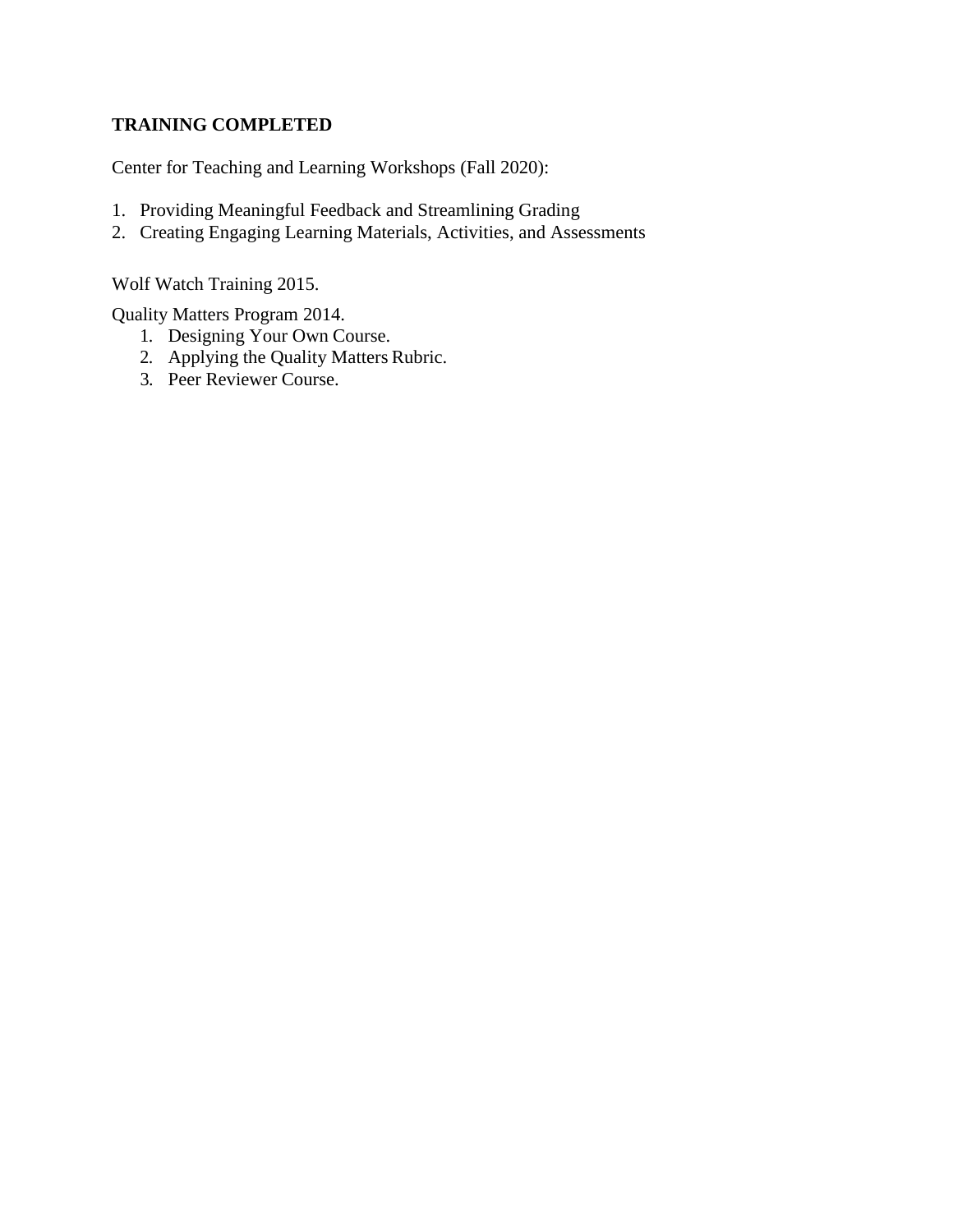**TRAINING COMPLETED**

Center for Teaching and Learning Workshops (Fall 2020):

1. Providing Meaningful Feedback and Streamlining Grading
2. Creating Engaging Learning Materials, Activities, and Assessments

Wolf Watch Training 2015.

Quality Matters Program 2014.

1. Designing Your Own Course.
2. Applying the Quality Matters Rubric.
3. Peer Reviewer Course.